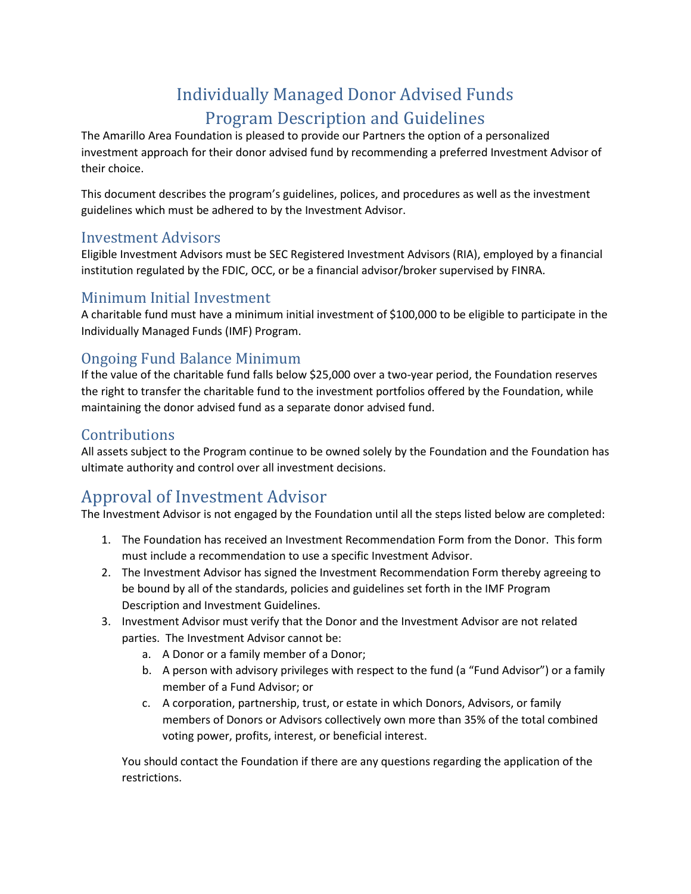# Individually Managed Donor Advised Funds
# Program Description and Guidelines

The Amarillo Area Foundation is pleased to provide our Partners the option of a personalized investment approach for their donor advised fund by recommending a preferred Investment Advisor of their choice.

This document describes the program's guidelines, polices, and procedures as well as the investment guidelines which must be adhered to by the Investment Advisor.

### Investment Advisors

Eligible Investment Advisors must be SEC Registered Investment Advisors (RIA), employed by a financial institution regulated by the FDIC, OCC, or be a financial advisor/broker supervised by FINRA.

### Minimum Initial Investment

A charitable fund must have a minimum initial investment of $100,000 to be eligible to participate in the Individually Managed Funds (IMF) Program.

### Ongoing Fund Balance Minimum

If the value of the charitable fund falls below $25,000 over a two-year period, the Foundation reserves the right to transfer the charitable fund to the investment portfolios offered by the Foundation, while maintaining the donor advised fund as a separate donor advised fund.

### Contributions

All assets subject to the Program continue to be owned solely by the Foundation and the Foundation has ultimate authority and control over all investment decisions.

## Approval of Investment Advisor

The Investment Advisor is not engaged by the Foundation until all the steps listed below are completed:

1. The Foundation has received an Investment Recommendation Form from the Donor. This form must include a recommendation to use a specific Investment Advisor.
2. The Investment Advisor has signed the Investment Recommendation Form thereby agreeing to be bound by all of the standards, policies and guidelines set forth in the IMF Program Description and Investment Guidelines.
3. Investment Advisor must verify that the Donor and the Investment Advisor are not related parties. The Investment Advisor cannot be:
   a. A Donor or a family member of a Donor;
   b. A person with advisory privileges with respect to the fund (a "Fund Advisor") or a family member of a Fund Advisor; or
   c. A corporation, partnership, trust, or estate in which Donors, Advisors, or family members of Donors or Advisors collectively own more than 35% of the total combined voting power, profits, interest, or beneficial interest.

   You should contact the Foundation if there are any questions regarding the application of the restrictions.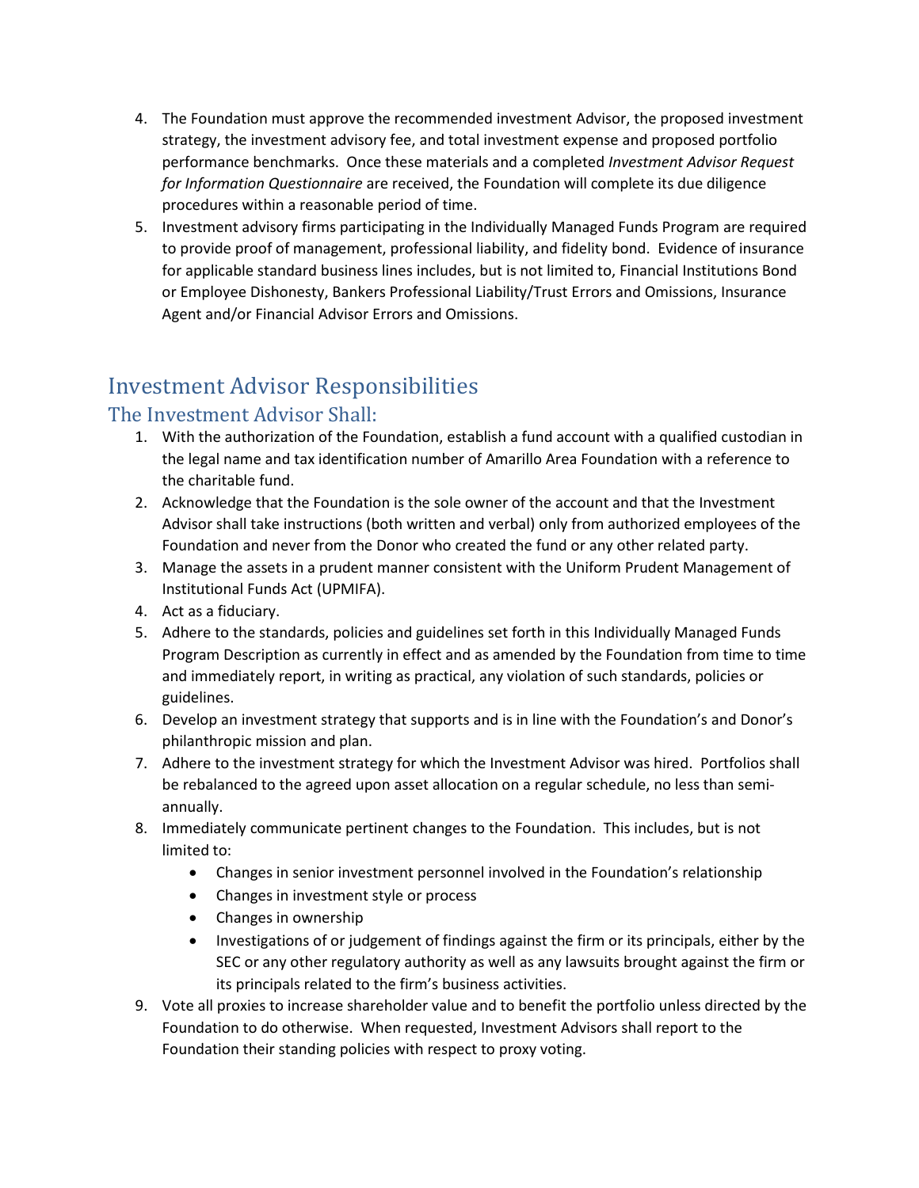4. The Foundation must approve the recommended investment Advisor, the proposed investment strategy, the investment advisory fee, and total investment expense and proposed portfolio performance benchmarks. Once these materials and a completed *Investment Advisor Request for Information Questionnaire* are received, the Foundation will complete its due diligence procedures within a reasonable period of time.
5. Investment advisory firms participating in the Individually Managed Funds Program are required to provide proof of management, professional liability, and fidelity bond. Evidence of insurance for applicable standard business lines includes, but is not limited to, Financial Institutions Bond or Employee Dishonesty, Bankers Professional Liability/Trust Errors and Omissions, Insurance Agent and/or Financial Advisor Errors and Omissions.

# Investment Advisor Responsibilities

## The Investment Advisor Shall:

1. With the authorization of the Foundation, establish a fund account with a qualified custodian in the legal name and tax identification number of Amarillo Area Foundation with a reference to the charitable fund.
2. Acknowledge that the Foundation is the sole owner of the account and that the Investment Advisor shall take instructions (both written and verbal) only from authorized employees of the Foundation and never from the Donor who created the fund or any other related party.
3. Manage the assets in a prudent manner consistent with the Uniform Prudent Management of Institutional Funds Act (UPMIFA).
4. Act as a fiduciary.
5. Adhere to the standards, policies and guidelines set forth in this Individually Managed Funds Program Description as currently in effect and as amended by the Foundation from time to time and immediately report, in writing as practical, any violation of such standards, policies or guidelines.
6. Develop an investment strategy that supports and is in line with the Foundation's and Donor's philanthropic mission and plan.
7. Adhere to the investment strategy for which the Investment Advisor was hired. Portfolios shall be rebalanced to the agreed upon asset allocation on a regular schedule, no less than semi-annually.
8. Immediately communicate pertinent changes to the Foundation. This includes, but is not limited to:
   - Changes in senior investment personnel involved in the Foundation's relationship
   - Changes in investment style or process
   - Changes in ownership
   - Investigations of or judgement of findings against the firm or its principals, either by the SEC or any other regulatory authority as well as any lawsuits brought against the firm or its principals related to the firm's business activities.
9. Vote all proxies to increase shareholder value and to benefit the portfolio unless directed by the Foundation to do otherwise. When requested, Investment Advisors shall report to the Foundation their standing policies with respect to proxy voting.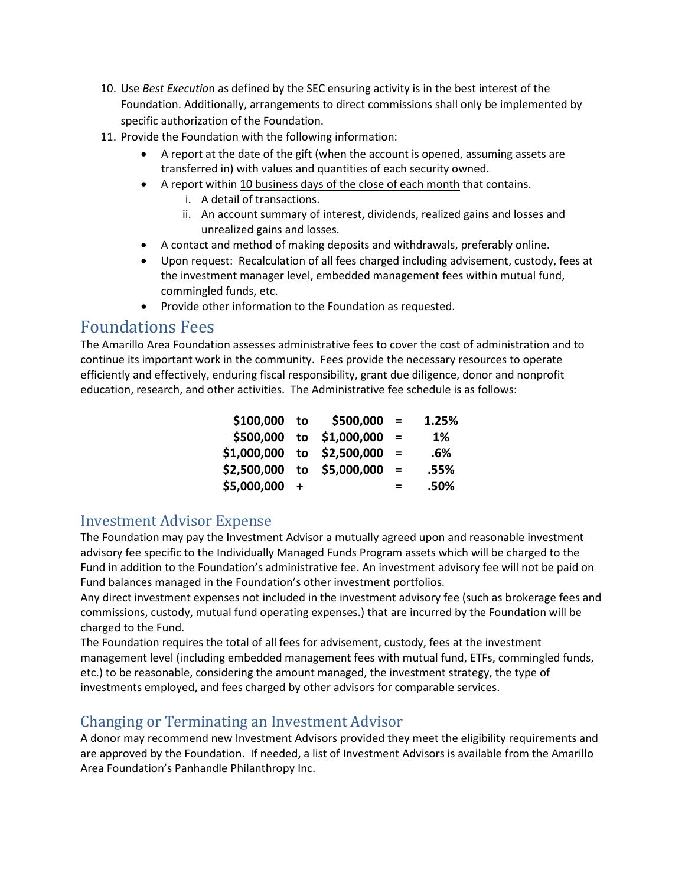10. Use *Best Execution* as defined by the SEC ensuring activity is in the best interest of the Foundation. Additionally, arrangements to direct commissions shall only be implemented by specific authorization of the Foundation.
11. Provide the Foundation with the following information:
    - A report at the date of the gift (when the account is opened, assuming assets are transferred in) with values and quantities of each security owned.
    - A report within <u>10 business days of the close of each month</u> that contains.
        i. A detail of transactions.
        ii. An account summary of interest, dividends, realized gains and losses and unrealized gains and losses.
    - A contact and method of making deposits and withdrawals, preferably online.
    - Upon request: Recalculation of all fees charged including advisement, custody, fees at the investment manager level, embedded management fees within mutual fund, commingled funds, etc.
    - Provide other information to the Foundation as requested.

# Foundations Fees

The Amarillo Area Foundation assesses administrative fees to cover the cost of administration and to continue its important work in the community. Fees provide the necessary resources to operate efficiently and effectively, enduring fiscal responsibility, grant due diligence, donor and nonprofit education, research, and other activities. The Administrative fee schedule is as follows:

| | | | | |
|---|---|---|---|---|
| **$100,000** | **to** | **$500,000** | **=** | **1.25%** |
| **$500,000** | **to** | **$1,000,000** | **=** | **1%** |
| **$1,000,000** | **to** | **$2,500,000** | **=** | **.6%** |
| **$2,500,000** | **to** | **$5,000,000** | **=** | **.55%** |
| **$5,000,000** | **+** | | **=** | **.50%** |

## Investment Advisor Expense

The Foundation may pay the Investment Advisor a mutually agreed upon and reasonable investment advisory fee specific to the Individually Managed Funds Program assets which will be charged to the Fund in addition to the Foundation's administrative fee. An investment advisory fee will not be paid on Fund balances managed in the Foundation's other investment portfolios.

Any direct investment expenses not included in the investment advisory fee (such as brokerage fees and commissions, custody, mutual fund operating expenses.) that are incurred by the Foundation will be charged to the Fund.

The Foundation requires the total of all fees for advisement, custody, fees at the investment management level (including embedded management fees with mutual fund, ETFs, commingled funds, etc.) to be reasonable, considering the amount managed, the investment strategy, the type of investments employed, and fees charged by other advisors for comparable services.

## Changing or Terminating an Investment Advisor

A donor may recommend new Investment Advisors provided they meet the eligibility requirements and are approved by the Foundation. If needed, a list of Investment Advisors is available from the Amarillo Area Foundation's Panhandle Philanthropy Inc.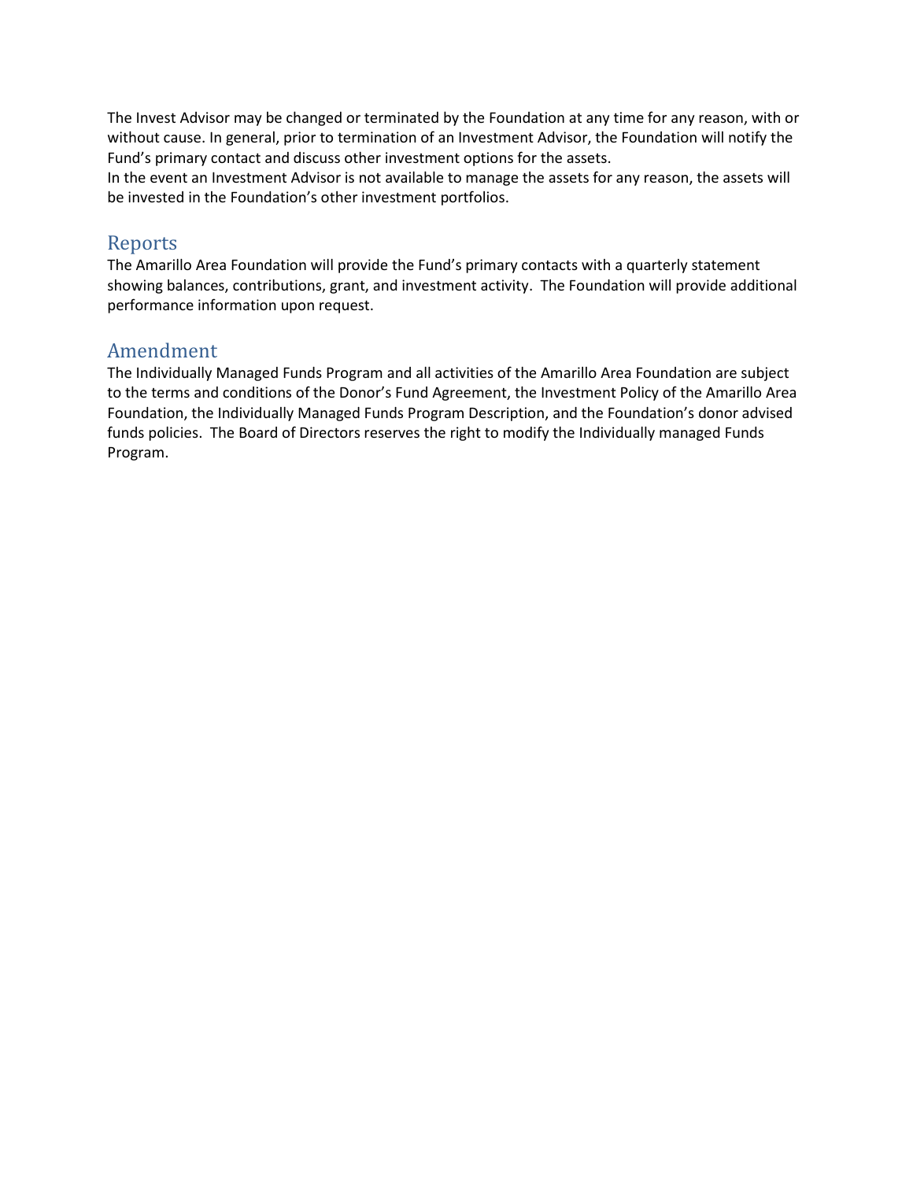The Invest Advisor may be changed or terminated by the Foundation at any time for any reason, with or without cause. In general, prior to termination of an Investment Advisor, the Foundation will notify the Fund's primary contact and discuss other investment options for the assets.
In the event an Investment Advisor is not available to manage the assets for any reason, the assets will be invested in the Foundation's other investment portfolios.

## Reports

The Amarillo Area Foundation will provide the Fund's primary contacts with a quarterly statement showing balances, contributions, grant, and investment activity. The Foundation will provide additional performance information upon request.

## Amendment

The Individually Managed Funds Program and all activities of the Amarillo Area Foundation are subject to the terms and conditions of the Donor's Fund Agreement, the Investment Policy of the Amarillo Area Foundation, the Individually Managed Funds Program Description, and the Foundation's donor advised funds policies. The Board of Directors reserves the right to modify the Individually managed Funds Program.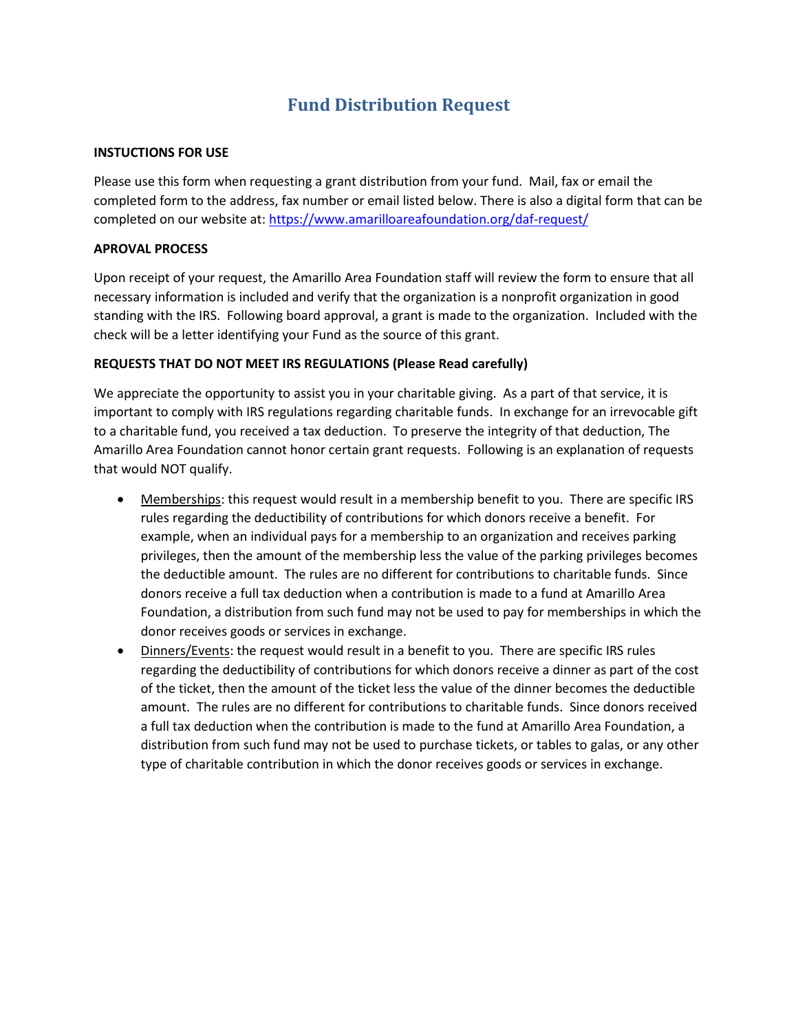# Fund Distribution Request

**INSTUCTIONS FOR USE**

Please use this form when requesting a grant distribution from your fund. Mail, fax or email the completed form to the address, fax number or email listed below. There is also a digital form that can be completed on our website at: [https://www.amarilloareafoundation.org/daf-request/](https://www.amarilloareafoundation.org/daf-request/)

**APROVAL PROCESS**

Upon receipt of your request, the Amarillo Area Foundation staff will review the form to ensure that all necessary information is included and verify that the organization is a nonprofit organization in good standing with the IRS. Following board approval, a grant is made to the organization. Included with the check will be a letter identifying your Fund as the source of this grant.

**REQUESTS THAT DO NOT MEET IRS REGULATIONS (Please Read carefully)**

We appreciate the opportunity to assist you in your charitable giving. As a part of that service, it is important to comply with IRS regulations regarding charitable funds. In exchange for an irrevocable gift to a charitable fund, you received a tax deduction. To preserve the integrity of that deduction, The Amarillo Area Foundation cannot honor certain grant requests. Following is an explanation of requests that would NOT qualify.

- <u>Memberships</u>: this request would result in a membership benefit to you. There are specific IRS rules regarding the deductibility of contributions for which donors receive a benefit. For example, when an individual pays for a membership to an organization and receives parking privileges, then the amount of the membership less the value of the parking privileges becomes the deductible amount. The rules are no different for contributions to charitable funds. Since donors receive a full tax deduction when a contribution is made to a fund at Amarillo Area Foundation, a distribution from such fund may not be used to pay for memberships in which the donor receives goods or services in exchange.
- <u>Dinners/Events</u>: the request would result in a benefit to you. There are specific IRS rules regarding the deductibility of contributions for which donors receive a dinner as part of the cost of the ticket, then the amount of the ticket less the value of the dinner becomes the deductible amount. The rules are no different for contributions to charitable funds. Since donors received a full tax deduction when the contribution is made to the fund at Amarillo Area Foundation, a distribution from such fund may not be used to purchase tickets, or tables to galas, or any other type of charitable contribution in which the donor receives goods or services in exchange.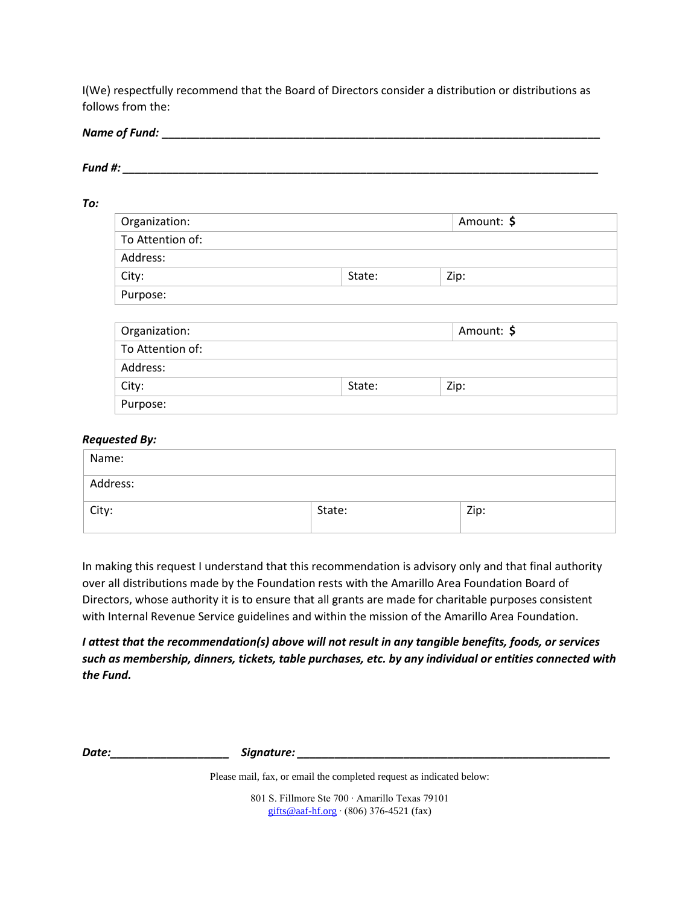I(We) respectfully recommend that the Board of Directors consider a distribution or distributions as follows from the:

***Name of Fund:*** ___________________________________________________________________________

***Fund #:*** _________________________________________________________________________________

***To:***

| | | |
|---|---|---|
| Organization: | | Amount: **$** |
| To Attention of: | | |
| Address: | | |
| City: | State: | Zip: |
| Purpose: | | |

| | | |
|---|---|---|
| Organization: | | Amount: **$** |
| To Attention of: | | |
| Address: | | |
| City: | State: | Zip: |
| Purpose: | | |

***Requested By:***

| | | |
|---|---|---|
| Name: | | |
| Address: | | |
| City: | State: | Zip: |

In making this request I understand that this recommendation is advisory only and that final authority over all distributions made by the Foundation rests with the Amarillo Area Foundation Board of Directors, whose authority it is to ensure that all grants are made for charitable purposes consistent with Internal Revenue Service guidelines and within the mission of the Amarillo Area Foundation.

***I attest that the recommendation(s) above will not result in any tangible benefits, foods, or services such as membership, dinners, tickets, table purchases, etc. by any individual or entities connected with the Fund.***

***Date:***____________________ ***Signature:*** _____________________________________________________

Please mail, fax, or email the completed request as indicated below:

801 S. Fillmore Ste 700 · Amarillo Texas 79101
gifts@aaf-hf.org · (806) 376-4521 (fax)